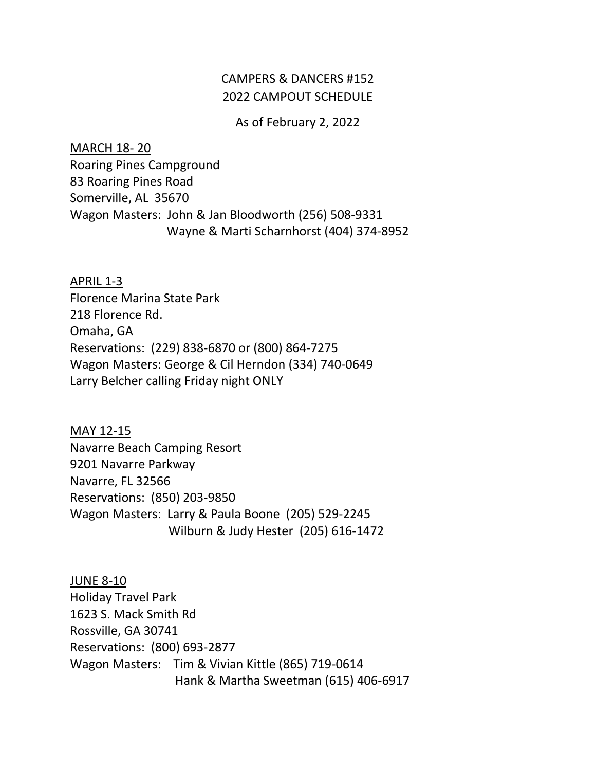# CAMPERS & DANCERS #152
## 2022 CAMPOUT SCHEDULE

As of February 2, 2022

MARCH 18- 20
Roaring Pines Campground
83 Roaring Pines Road
Somerville, AL  35670
Wagon Masters:  John & Jan Bloodworth (256) 508-9331
Wayne & Marti Scharnhorst (404) 374-8952

APRIL 1-3
Florence Marina State Park
218 Florence Rd.
Omaha, GA
Reservations:  (229) 838-6870 or (800) 864-7275
Wagon Masters: George & Cil Herndon (334) 740-0649
Larry Belcher calling Friday night ONLY

MAY 12-15
Navarre Beach Camping Resort
9201 Navarre Parkway
Navarre, FL 32566
Reservations:  (850) 203-9850
Wagon Masters:  Larry & Paula Boone  (205) 529-2245
Wilburn & Judy Hester  (205) 616-1472

JUNE 8-10
Holiday Travel Park
1623 S. Mack Smith Rd
Rossville, GA 30741
Reservations:  (800) 693-2877
Wagon Masters:    Tim & Vivian Kittle (865) 719-0614
Hank & Martha Sweetman (615) 406-6917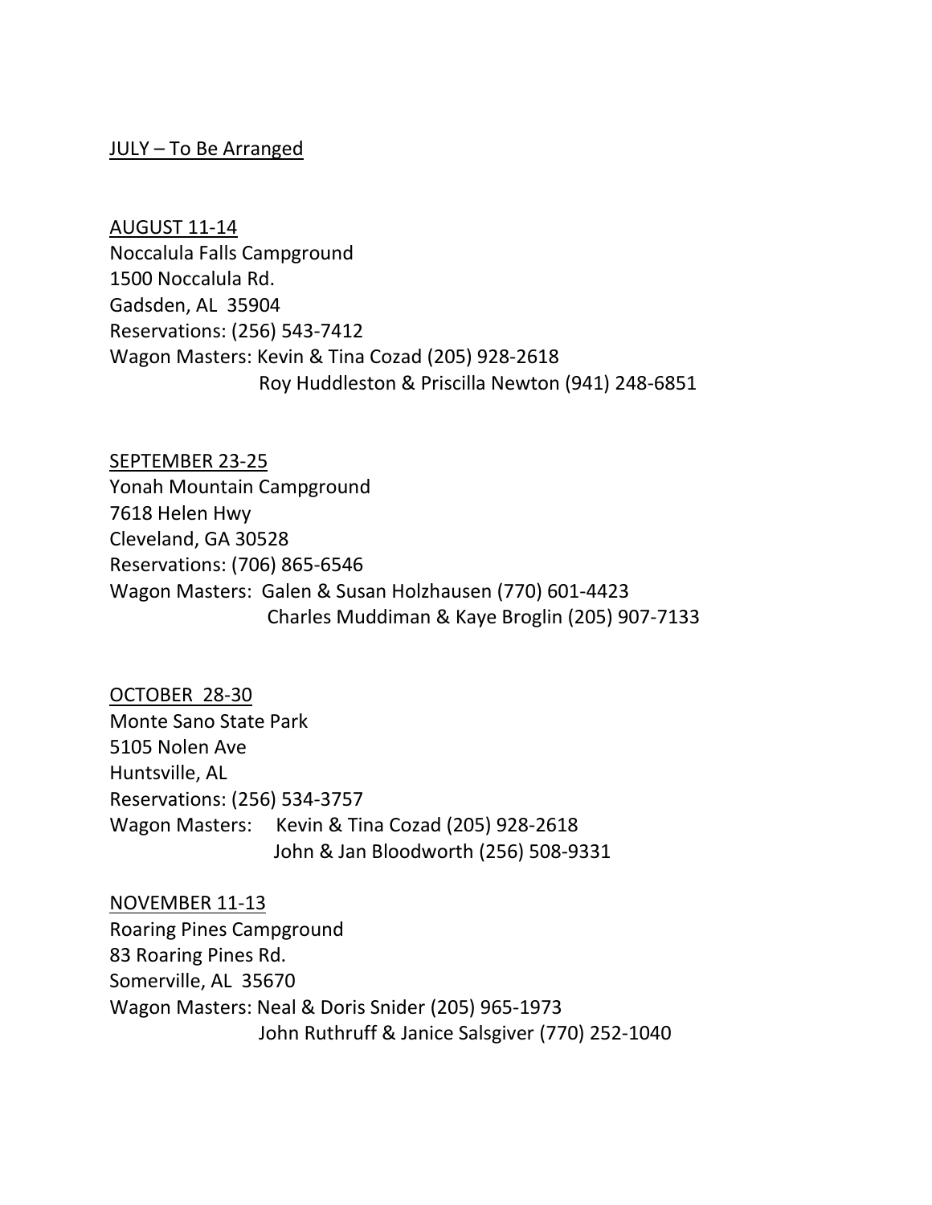JULY – To Be Arranged

AUGUST 11-14
Noccalula Falls Campground
1500 Noccalula Rd.
Gadsden, AL 35904
Reservations: (256) 543-7412
Wagon Masters: Kevin & Tina Cozad (205) 928-2618
Roy Huddleston & Priscilla Newton (941) 248-6851

SEPTEMBER 23-25
Yonah Mountain Campground
7618 Helen Hwy
Cleveland, GA 30528
Reservations: (706) 865-6546
Wagon Masters: Galen & Susan Holzhausen (770) 601-4423
Charles Muddiman & Kaye Broglin (205) 907-7133

OCTOBER 28-30
Monte Sano State Park
5105 Nolen Ave
Huntsville, AL
Reservations: (256) 534-3757
Wagon Masters: Kevin & Tina Cozad (205) 928-2618
John & Jan Bloodworth (256) 508-9331

NOVEMBER 11-13
Roaring Pines Campground
83 Roaring Pines Rd.
Somerville, AL 35670
Wagon Masters: Neal & Doris Snider (205) 965-1973
John Ruthruff & Janice Salsgiver (770) 252-1040